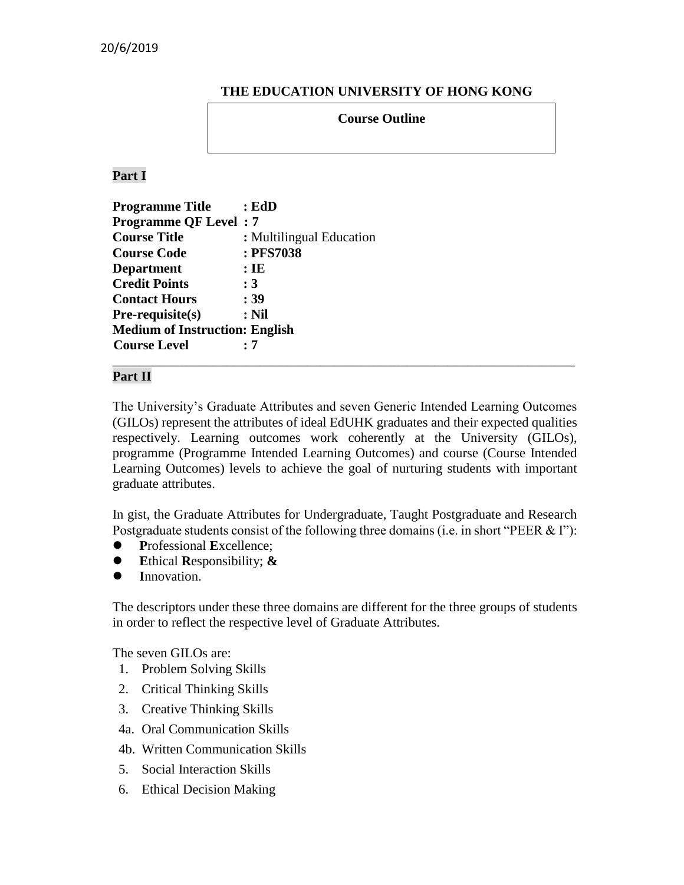20/6/2019

**THE EDUCATION UNIVERSITY OF HONG KONG**

**Course Outline**

**Part I**

**Programme Title** : **EdD**
**Programme QF Level** : **7**
**Course Title** : Multilingual Education
**Course Code** : **PFS7038**
**Department** : **IE**
**Credit Points** : **3**
**Contact Hours** : **39**
**Pre-requisite(s)** : **Nil**
**Medium of Instruction: English**
**Course Level** : **7**

---

**Part II**

The University's Graduate Attributes and seven Generic Intended Learning Outcomes (GILOs) represent the attributes of ideal EdUHK graduates and their expected qualities respectively. Learning outcomes work coherently at the University (GILOs), programme (Programme Intended Learning Outcomes) and course (Course Intended Learning Outcomes) levels to achieve the goal of nurturing students with important graduate attributes.

In gist, the Graduate Attributes for Undergraduate, Taught Postgraduate and Research Postgraduate students consist of the following three domains (i.e. in short "PEER & I"):

- **P**rofessional **E**xcellence;
- **E**thical **R**esponsibility; **&**
- **I**nnovation.

The descriptors under these three domains are different for the three groups of students in order to reflect the respective level of Graduate Attributes.

The seven GILOs are:

1. Problem Solving Skills
2. Critical Thinking Skills
3. Creative Thinking Skills

4a. Oral Communication Skills

4b. Written Communication Skills

5. Social Interaction Skills
6. Ethical Decision Making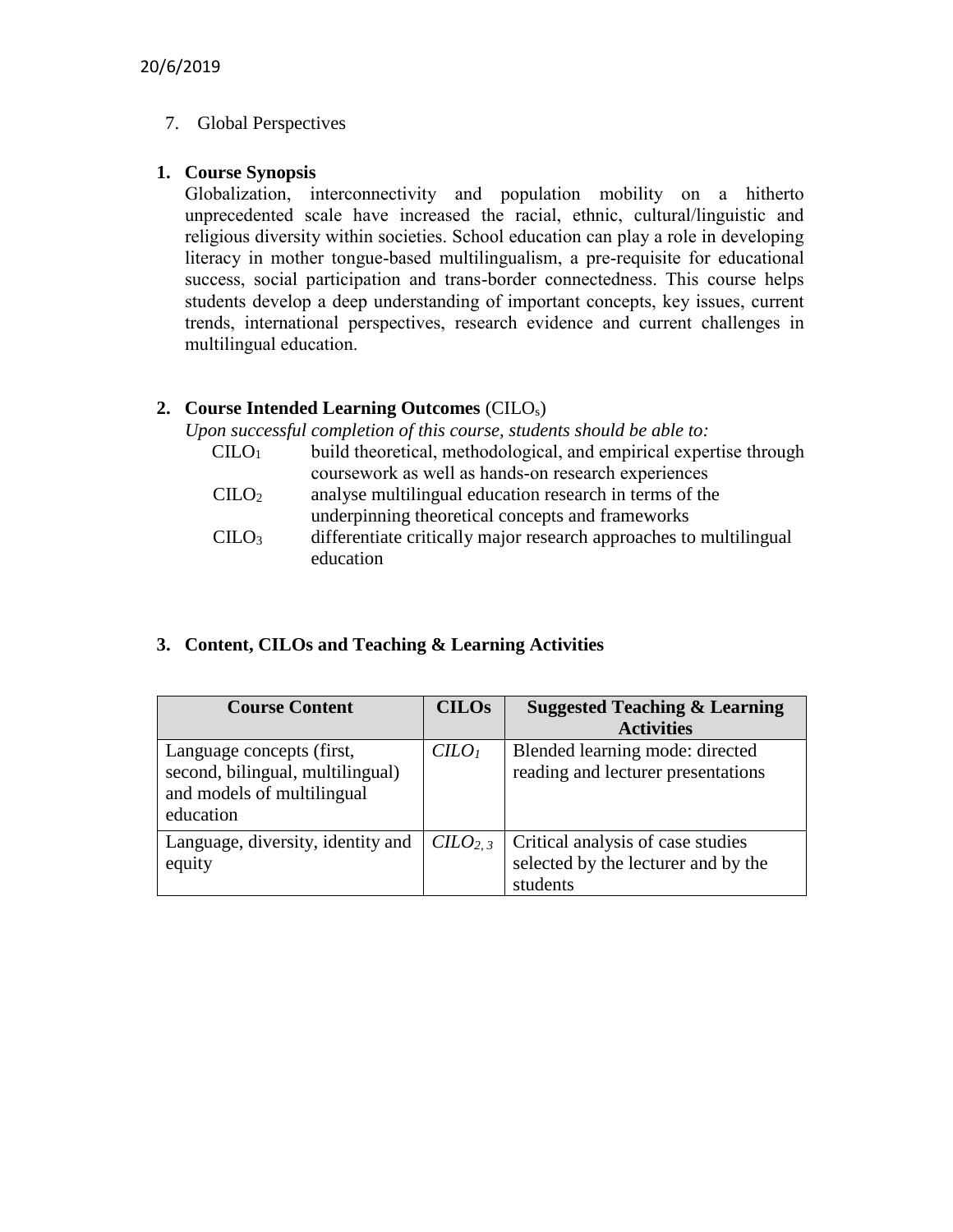20/6/2019

7. Global Perspectives

**1. Course Synopsis**

Globalization, interconnectivity and population mobility on a hitherto unprecedented scale have increased the racial, ethnic, cultural/linguistic and religious diversity within societies. School education can play a role in developing literacy in mother tongue-based multilingualism, a pre-requisite for educational success, social participation and trans-border connectedness. This course helps students develop a deep understanding of important concepts, key issues, current trends, international perspectives, research evidence and current challenges in multilingual education.

**2. Course Intended Learning Outcomes** ($CILO_s$)

*Upon successful completion of this course, students should be able to:*

| | |
|---|---|
| $CILO_1$ | build theoretical, methodological, and empirical expertise through coursework as well as hands-on research experiences |
| $CILO_2$ | analyse multilingual education research in terms of the underpinning theoretical concepts and frameworks |
| $CILO_3$ | differentiate critically major research approaches to multilingual education |

**3. Content, CILOs and Teaching & Learning Activities**

| Course Content | CILOs | Suggested Teaching & Learning Activities |
|---|---|---|
| Language concepts (first, second, bilingual, multilingual) and models of multilingual education | $CILO_1$ | Blended learning mode: directed reading and lecturer presentations |
| Language, diversity, identity and equity | $CILO_{2,3}$ | Critical analysis of case studies selected by the lecturer and by the students |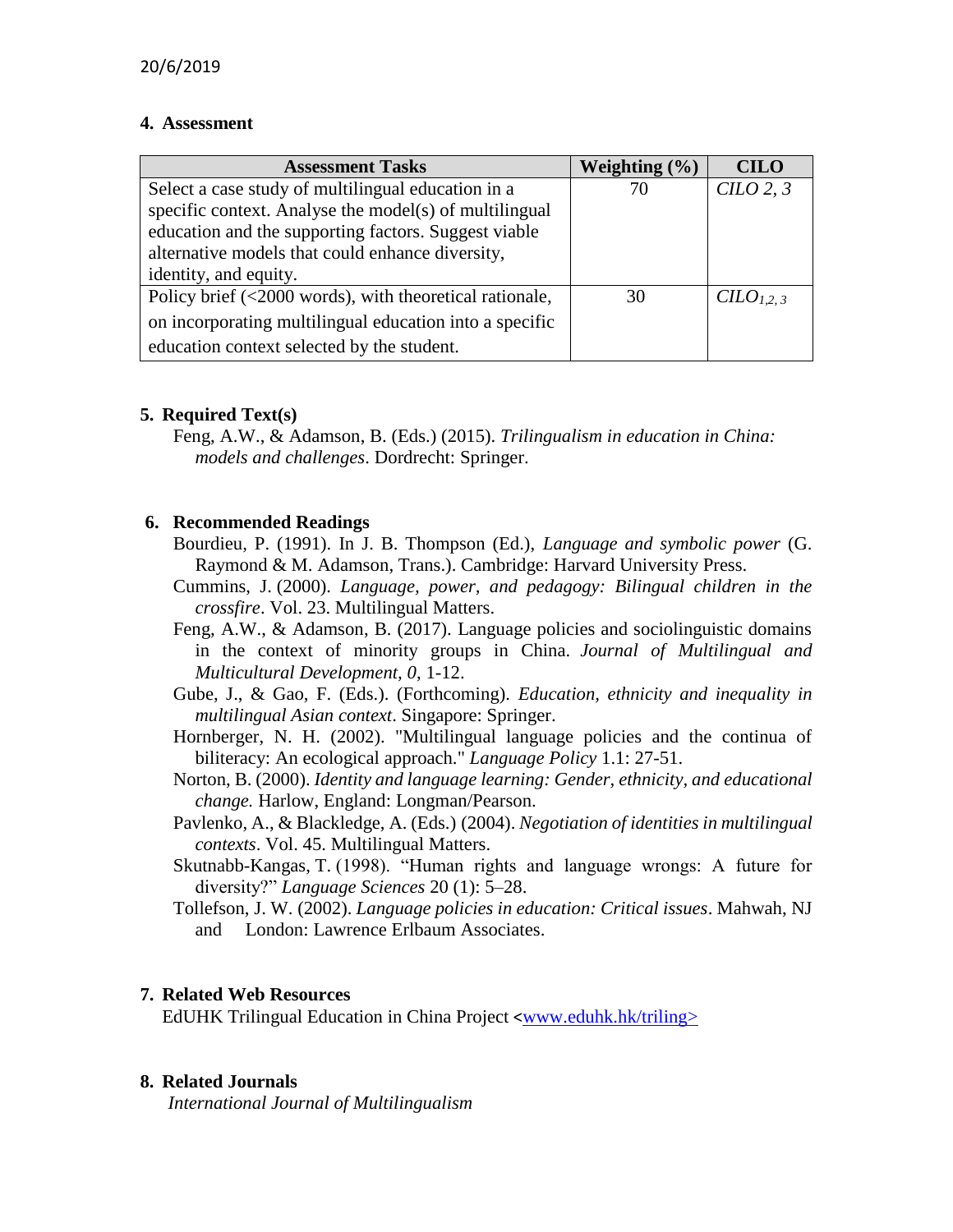## 4. Assessment

| Assessment Tasks | Weighting (%) | CILO |
|---|---|---|
| Select a case study of multilingual education in a specific context. Analyse the model(s) of multilingual education and the supporting factors. Suggest viable alternative models that could enhance diversity, identity, and equity. | 70 | *CILO 2, 3* |
| Policy brief (<2000 words), with theoretical rationale, on incorporating multilingual education into a specific education context selected by the student. | 30 | *CILO$_{1,2,3}$* |

## 5. Required Text(s)

Feng, A.W., & Adamson, B. (Eds.) (2015). *Trilingualism in education in China: models and challenges*. Dordrecht: Springer.

## 6. Recommended Readings

Bourdieu, P. (1991). In J. B. Thompson (Ed.), *Language and symbolic power* (G. Raymond & M. Adamson, Trans.). Cambridge: Harvard University Press.

Cummins, J. (2000). *Language, power, and pedagogy: Bilingual children in the crossfire*. Vol. 23. Multilingual Matters.

Feng, A.W., & Adamson, B. (2017). Language policies and sociolinguistic domains in the context of minority groups in China. *Journal of Multilingual and Multicultural Development, 0,* 1-12.

Gube, J., & Gao, F. (Eds.). (Forthcoming). *Education, ethnicity and inequality in multilingual Asian context*. Singapore: Springer.

Hornberger, N. H. (2002). "Multilingual language policies and the continua of biliteracy: An ecological approach." *Language Policy* 1.1: 27-51.

Norton, B. (2000). *Identity and language learning: Gender, ethnicity, and educational change.* Harlow, England: Longman/Pearson.

Pavlenko, A., & Blackledge, A. (Eds.) (2004). *Negotiation of identities in multilingual contexts*. Vol. 45. Multilingual Matters.

Skutnabb-Kangas, T. (1998). "Human rights and language wrongs: A future for diversity?" *Language Sciences* 20 (1): 5–28.

Tollefson, J. W. (2002). *Language policies in education: Critical issues*. Mahwah, NJ and London: Lawrence Erlbaum Associates.

## 7. Related Web Resources

EdUHK Trilingual Education in China Project <www.eduhk.hk/triling>

## 8. Related Journals

*International Journal of Multilingualism*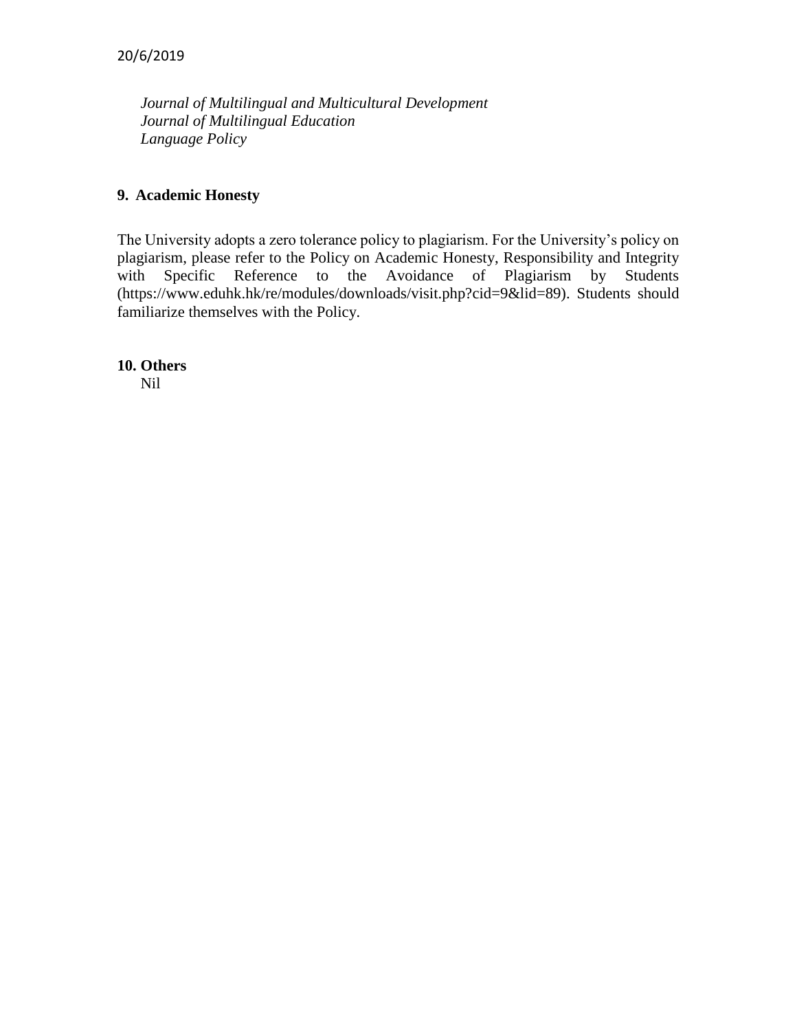*Journal of Multilingual and Multicultural Development*
*Journal of Multilingual Education*
*Language Policy*

## 9. Academic Honesty

The University adopts a zero tolerance policy to plagiarism. For the University's policy on plagiarism, please refer to the Policy on Academic Honesty, Responsibility and Integrity with Specific Reference to the Avoidance of Plagiarism by Students (https://www.eduhk.hk/re/modules/downloads/visit.php?cid=9&lid=89). Students should familiarize themselves with the Policy.

## 10. Others

Nil